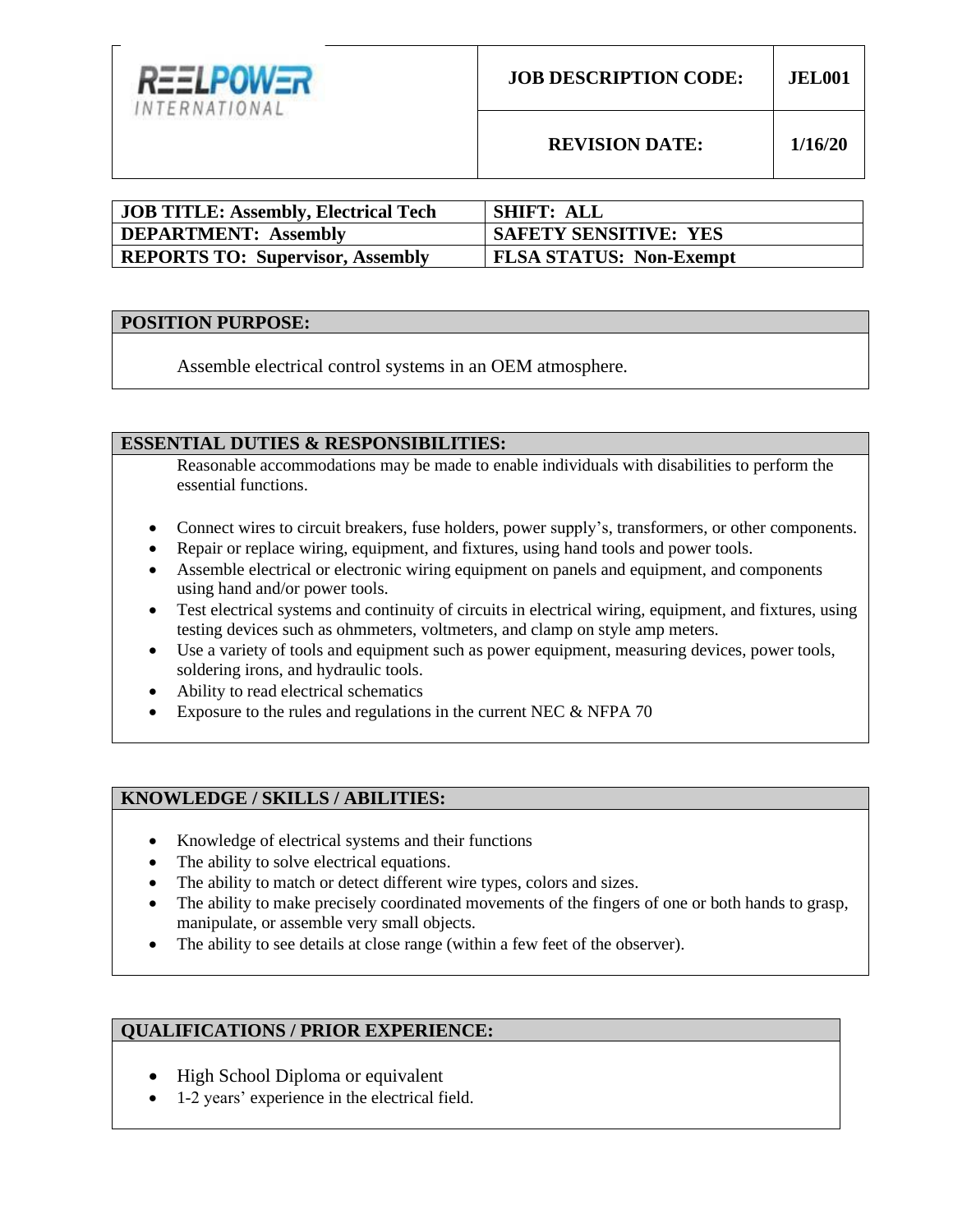REELPOWER INTERNATIONAL

| JOB DESCRIPTION CODE: | JEL001 |
| --- | --- |
| REVISION DATE: | 1/16/20 |

| | |
| --- | --- |
| **JOB TITLE: Assembly, Electrical Tech** | **SHIFT: ALL** |
| **DEPARTMENT: Assembly** | **SAFETY SENSITIVE: YES** |
| **REPORTS TO: Supervisor, Assembly** | **FLSA STATUS: Non-Exempt** |

## POSITION PURPOSE:

Assemble electrical control systems in an OEM atmosphere.

## ESSENTIAL DUTIES & RESPONSIBILITIES:

Reasonable accommodations may be made to enable individuals with disabilities to perform the essential functions.

- Connect wires to circuit breakers, fuse holders, power supply's, transformers, or other components.
- Repair or replace wiring, equipment, and fixtures, using hand tools and power tools.
- Assemble electrical or electronic wiring equipment on panels and equipment, and components using hand and/or power tools.
- Test electrical systems and continuity of circuits in electrical wiring, equipment, and fixtures, using testing devices such as ohmmeters, voltmeters, and clamp on style amp meters.
- Use a variety of tools and equipment such as power equipment, measuring devices, power tools, soldering irons, and hydraulic tools.
- Ability to read electrical schematics
- Exposure to the rules and regulations in the current NEC & NFPA 70

## KNOWLEDGE / SKILLS / ABILITIES:

- Knowledge of electrical systems and their functions
- The ability to solve electrical equations.
- The ability to match or detect different wire types, colors and sizes.
- The ability to make precisely coordinated movements of the fingers of one or both hands to grasp, manipulate, or assemble very small objects.
- The ability to see details at close range (within a few feet of the observer).

## QUALIFICATIONS / PRIOR EXPERIENCE:

- High School Diploma or equivalent
- 1-2 years' experience in the electrical field.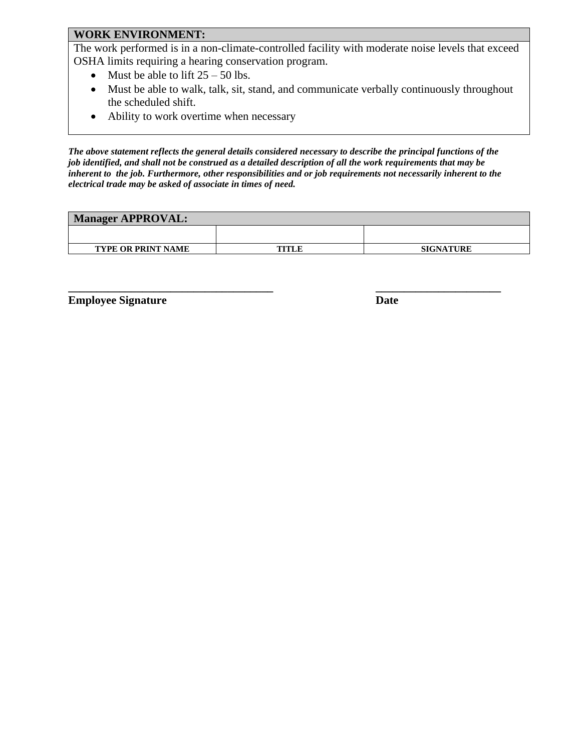## WORK ENVIRONMENT:

The work performed is in a non-climate-controlled facility with moderate noise levels that exceed OSHA limits requiring a hearing conservation program.

- Must be able to lift 25 – 50 lbs.
- Must be able to walk, talk, sit, stand, and communicate verbally continuously throughout the scheduled shift.
- Ability to work overtime when necessary

***The above statement reflects the general details considered necessary to describe the principal functions of the job identified, and shall not be construed as a detailed description of all the work requirements that may be inherent to the job. Furthermore, other responsibilities and or job requirements not necessarily inherent to the electrical trade may be asked of associate in times of need.***

| Manager APPROVAL: | | |
|---|---|---|
| | | |
| **TYPE OR PRINT NAME** | **TITLE** | **SIGNATURE** |

____________________________________ ______________________

**Employee Signature** **Date**